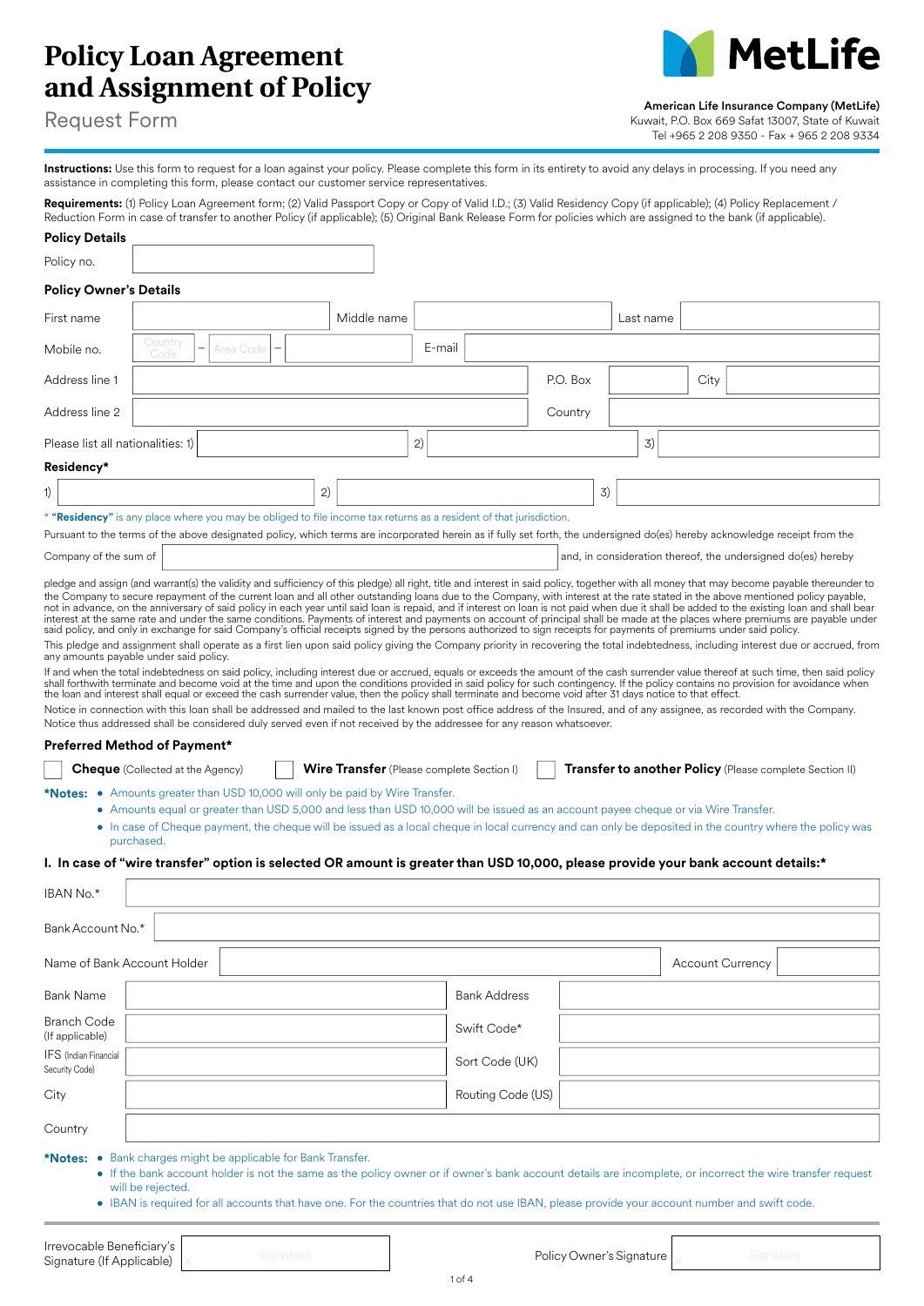# Policy Loan Agreement and Assignment of Policy

## Request Form

MetLife

**American Life Insurance Company (MetLife)**
Kuwait, P.O. Box 669 Safat 13007, State of Kuwait
Tel +965 2 208 9350 - Fax + 965 2 208 9334

**Instructions:** Use this form to request for a loan against your policy. Please complete this form in its entirety to avoid any delays in processing. If you need any assistance in completing this form, please contact our customer service representatives.

**Requirements:** (1) Policy Loan Agreement form; (2) Valid Passport Copy or Copy of Valid I.D.; (3) Valid Residency Copy (if applicable); (4) Policy Replacement / Reduction Form in case of transfer to another Policy (if applicable); (5) Original Bank Release Form for policies which are assigned to the bank (if applicable).

**Policy Details**

| Policy no. | |
|---|---|

**Policy Owner's Details**

| First name | | Middle name | | Last name | |
|---|---|---|---|---|---|
| Mobile no. | Country Code – Area Code – | E-mail | | | |
| Address line 1 | | P.O. Box | | City | |
| Address line 2 | | Country | | | |

Please list all nationalities: 1) ______ 2) ______ 3) ______

**Residency***

1) ______ 2) ______ 3) ______

* **"Residency"** is any place where you may be obliged to file income tax returns as a resident of that jurisdiction.

Pursuant to the terms of the above designated policy, which terms are incorporated herein as if fully set forth, the undersigned do(es) hereby acknowledge receipt from the Company of the sum of ______ and, in consideration thereof, the undersigned do(es) hereby pledge and assign (and warrant(s) the validity and sufficiency of this pledge) all right, title and interest in said policy, together with all money that may become payable thereunder to the Company to secure repayment of the current loan and all other outstanding loans due to the Company, with interest at the rate stated in the above mentioned policy payable, not in advance, on the anniversary of said policy in each year until said loan is repaid, and if interest on loan is not paid when due it shall be added to the existing loan and shall bear interest at the same rate and under the same conditions. Payments of interest and payments on account of principal shall be made at the places where premiums are payable under said policy, and only in exchange for said Company's official receipts signed by the persons authorized to sign receipts for payments of premiums under said policy.

This pledge and assignment shall operate as a first lien upon said policy giving the Company priority in recovering the total indebtedness, including interest due or accrued, from any amounts payable under said policy.

If and when the total indebtedness on said policy, including interest due or accrued, equals or exceeds the amount of the cash surrender value thereof at such time, then said policy shall forthwith terminate and become void at the time and upon the conditions provided in said policy for such contingency. If the policy contains no provision for avoidance when the loan and interest shall equal or exceed the cash surrender value, then the policy shall terminate and become void after 31 days notice to that effect.

Notice in connection with this loan shall be addressed and mailed to the last known post office address of the Insured, and of any assignee, as recorded with the Company. Notice thus addressed shall be considered duly served even if not received by the addressee for any reason whatsoever.

**Preferred Method of Payment***

☐ **Cheque** (Collected at the Agency) ☐ **Wire Transfer** (Please complete Section I) ☐ **Transfer to another Policy** (Please complete Section II)

***Notes:**
- Amounts greater than USD 10,000 will only be paid by Wire Transfer.
- Amounts equal or greater than USD 5,000 and less than USD 10,000 will be issued as an account payee cheque or via Wire Transfer.
- In case of Cheque payment, the cheque will be issued as a local cheque in local currency and can only be deposited in the country where the policy was purchased.

**I. In case of "wire transfer" option is selected OR amount is greater than USD 10,000, please provide your bank account details:***

| IBAN No.* | | | |
|---|---|---|---|
| Bank Account No.* | | | |
| Name of Bank Account Holder | | Account Currency | |
| Bank Name | | Bank Address | |
| Branch Code (If applicable) | | Swift Code* | |
| IFS (Indian Financial Security Code) | | Sort Code (UK) | |
| City | | Routing Code (US) | |
| Country | | | |

***Notes:**
- Bank charges might be applicable for Bank Transfer.
- If the bank account holder is not the same as the policy owner or if owner's bank account details are incomplete, or incorrect the wire transfer request will be rejected.
- IBAN is required for all accounts that have one. For the countries that do not use IBAN, please provide your account number and swift code.

Irrevocable Beneficiary's Signature (If Applicable) X ______ Signature

Policy Owner's Signature X ______ Signature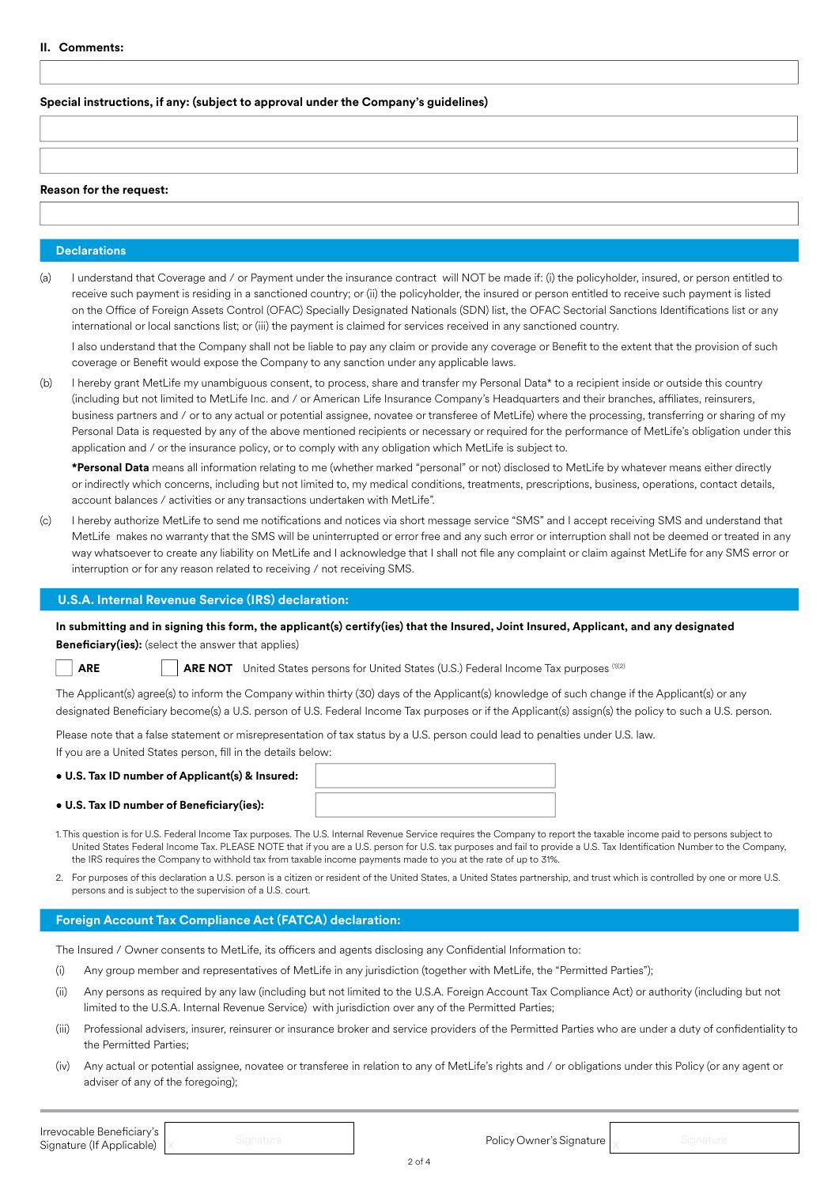## II. Comments:

**Special instructions, if any: (subject to approval under the Company's guidelines)**

**Reason for the request:**

## Declarations

(a) I understand that Coverage and / or Payment under the insurance contract will NOT be made if: (i) the policyholder, insured, or person entitled to receive such payment is residing in a sanctioned country; or (ii) the policyholder, the insured or person entitled to receive such payment is listed on the Office of Foreign Assets Control (OFAC) Specially Designated Nationals (SDN) list, the OFAC Sectorial Sanctions Identifications list or any international or local sanctions list; or (iii) the payment is claimed for services received in any sanctioned country.

I also understand that the Company shall not be liable to pay any claim or provide any coverage or Benefit to the extent that the provision of such coverage or Benefit would expose the Company to any sanction under any applicable laws.

(b) I hereby grant MetLife my unambiguous consent, to process, share and transfer my Personal Data* to a recipient inside or outside this country (including but not limited to MetLife Inc. and / or American Life Insurance Company's Headquarters and their branches, affiliates, reinsurers, business partners and / or to any actual or potential assignee, novatee or transferee of MetLife) where the processing, transferring or sharing of my Personal Data is requested by any of the above mentioned recipients or necessary or required for the performance of MetLife's obligation under this application and / or the insurance policy, or to comply with any obligation which MetLife is subject to.

**\*Personal Data** means all information relating to me (whether marked "personal" or not) disclosed to MetLife by whatever means either directly or indirectly which concerns, including but not limited to, my medical conditions, treatments, prescriptions, business, operations, contact details, account balances / activities or any transactions undertaken with MetLife".

(c) I hereby authorize MetLife to send me notifications and notices via short message service "SMS" and I accept receiving SMS and understand that MetLife makes no warranty that the SMS will be uninterrupted or error free and any such error or interruption shall not be deemed or treated in any way whatsoever to create any liability on MetLife and I acknowledge that I shall not file any complaint or claim against MetLife for any SMS error or interruption or for any reason related to receiving / not receiving SMS.

## U.S.A. Internal Revenue Service (IRS) declaration:

**In submitting and in signing this form, the applicant(s) certify(ies) that the Insured, Joint Insured, Applicant, and any designated Beneficiary(ies):** (select the answer that applies)

☐ **ARE** ☐ **ARE NOT** United States persons for United States (U.S.) Federal Income Tax purposes [(1)(2)]

The Applicant(s) agree(s) to inform the Company within thirty (30) days of the Applicant(s) knowledge of such change if the Applicant(s) or any designated Beneficiary become(s) a U.S. person of U.S. Federal Income Tax purposes or if the Applicant(s) assign(s) the policy to such a U.S. person.

Please note that a false statement or misrepresentation of tax status by a U.S. person could lead to penalties under U.S. law.
If you are a United States person, fill in the details below:

- **U.S. Tax ID number of Applicant(s) & Insured:**
- **U.S. Tax ID number of Beneficiary(ies):**

1. This question is for U.S. Federal Income Tax purposes. The U.S. Internal Revenue Service requires the Company to report the taxable income paid to persons subject to United States Federal Income Tax. PLEASE NOTE that if you are a U.S. person for U.S. tax purposes and fail to provide a U.S. Tax Identification Number to the Company, the IRS requires the Company to withhold tax from taxable income payments made to you at the rate of up to 31%.
2. For purposes of this declaration a U.S. person is a citizen or resident of the United States, a United States partnership, and trust which is controlled by one or more U.S. persons and is subject to the supervision of a U.S. court.

## Foreign Account Tax Compliance Act (FATCA) declaration:

The Insured / Owner consents to MetLife, its officers and agents disclosing any Confidential Information to:

(i) Any group member and representatives of MetLife in any jurisdiction (together with MetLife, the "Permitted Parties");

(ii) Any persons as required by any law (including but not limited to the U.S.A. Foreign Account Tax Compliance Act) or authority (including but not limited to the U.S.A. Internal Revenue Service) with jurisdiction over any of the Permitted Parties;

(iii) Professional advisers, insurer, reinsurer or insurance broker and service providers of the Permitted Parties who are under a duty of confidentiality to the Permitted Parties;

(iv) Any actual or potential assignee, novatee or transferee in relation to any of MetLife's rights and / or obligations under this Policy (or any agent or adviser of any of the foregoing);

Irrevocable Beneficiary's Signature (If Applicable) X Signature

Policy Owner's Signature X Signature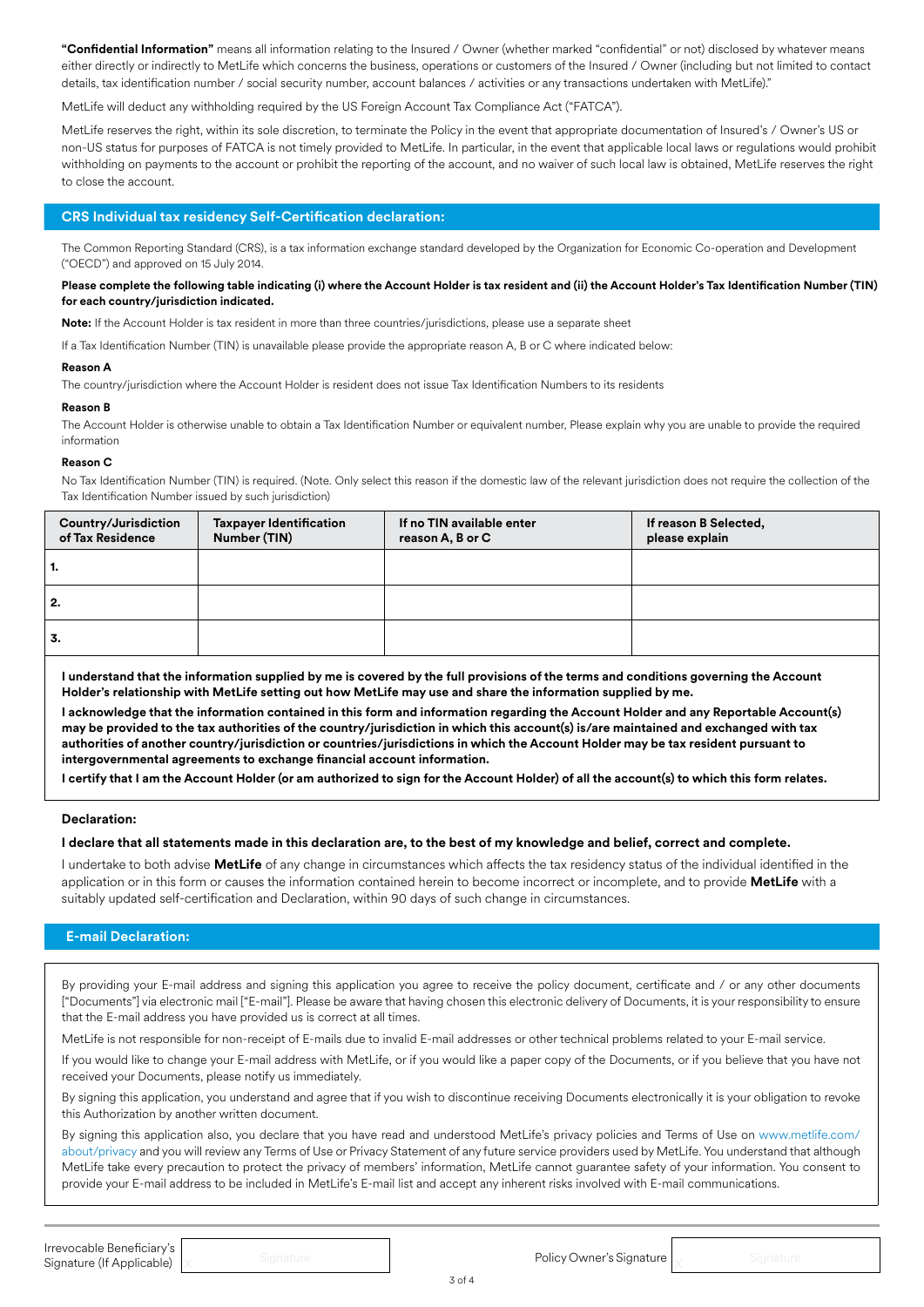**"Confidential Information"** means all information relating to the Insured / Owner (whether marked "confidential" or not) disclosed by whatever means either directly or indirectly to MetLife which concerns the business, operations or customers of the Insured / Owner (including but not limited to contact details, tax identification number / social security number, account balances / activities or any transactions undertaken with MetLife)."

MetLife will deduct any withholding required by the US Foreign Account Tax Compliance Act ("FATCA").

MetLife reserves the right, within its sole discretion, to terminate the Policy in the event that appropriate documentation of Insured's / Owner's US or non-US status for purposes of FATCA is not timely provided to MetLife. In particular, in the event that applicable local laws or regulations would prohibit withholding on payments to the account or prohibit the reporting of the account, and no waiver of such local law is obtained, MetLife reserves the right to close the account.

## CRS Individual tax residency Self-Certification declaration:

The Common Reporting Standard (CRS), is a tax information exchange standard developed by the Organization for Economic Co-operation and Development ("OECD") and approved on 15 July 2014.

**Please complete the following table indicating (i) where the Account Holder is tax resident and (ii) the Account Holder's Tax Identification Number (TIN) for each country/jurisdiction indicated.**

**Note:** If the Account Holder is tax resident in more than three countries/jurisdictions, please use a separate sheet

If a Tax Identification Number (TIN) is unavailable please provide the appropriate reason A, B or C where indicated below:

**Reason A**

The country/jurisdiction where the Account Holder is resident does not issue Tax Identification Numbers to its residents

**Reason B**

The Account Holder is otherwise unable to obtain a Tax Identification Number or equivalent number, Please explain why you are unable to provide the required information

**Reason C**

No Tax Identification Number (TIN) is required. (Note. Only select this reason if the domestic law of the relevant jurisdiction does not require the collection of the Tax Identification Number issued by such jurisdiction)

| Country/Jurisdiction of Tax Residence | Taxpayer Identification Number (TIN) | If no TIN available enter reason A, B or C | If reason B Selected, please explain |
|---|---|---|---|
| 1. | | | |
| 2. | | | |
| 3. | | | |

**I understand that the information supplied by me is covered by the full provisions of the terms and conditions governing the Account Holder's relationship with MetLife setting out how MetLife may use and share the information supplied by me.**

**I acknowledge that the information contained in this form and information regarding the Account Holder and any Reportable Account(s) may be provided to the tax authorities of the country/jurisdiction in which this account(s) is/are maintained and exchanged with tax authorities of another country/jurisdiction or countries/jurisdictions in which the Account Holder may be tax resident pursuant to intergovernmental agreements to exchange financial account information.**

**I certify that I am the Account Holder (or am authorized to sign for the Account Holder) of all the account(s) to which this form relates.**

**Declaration:**

**I declare that all statements made in this declaration are, to the best of my knowledge and belief, correct and complete.**

I undertake to both advise **MetLife** of any change in circumstances which affects the tax residency status of the individual identified in the application or in this form or causes the information contained herein to become incorrect or incomplete, and to provide **MetLife** with a suitably updated self-certification and Declaration, within 90 days of such change in circumstances.

## E-mail Declaration:

By providing your E-mail address and signing this application you agree to receive the policy document, certificate and / or any other documents ["Documents"] via electronic mail ["E-mail"]. Please be aware that having chosen this electronic delivery of Documents, it is your responsibility to ensure that the E-mail address you have provided us is correct at all times.

MetLife is not responsible for non-receipt of E-mails due to invalid E-mail addresses or other technical problems related to your E-mail service.

If you would like to change your E-mail address with MetLife, or if you would like a paper copy of the Documents, or if you believe that you have not received your Documents, please notify us immediately.

By signing this application, you understand and agree that if you wish to discontinue receiving Documents electronically it is your obligation to revoke this Authorization by another written document.

By signing this application also, you declare that you have read and understood MetLife's privacy policies and Terms of Use on www.metlife.com/about/privacy and you will review any Terms of Use or Privacy Statement of any future service providers used by MetLife. You understand that although MetLife take every precaution to protect the privacy of members' information, MetLife cannot guarantee safety of your information. You consent to provide your E-mail address to be included in MetLife's E-mail list and accept any inherent risks involved with E-mail communications.

Irrevocable Beneficiary's Signature (If Applicable) X Signature

Policy Owner's Signature X Signature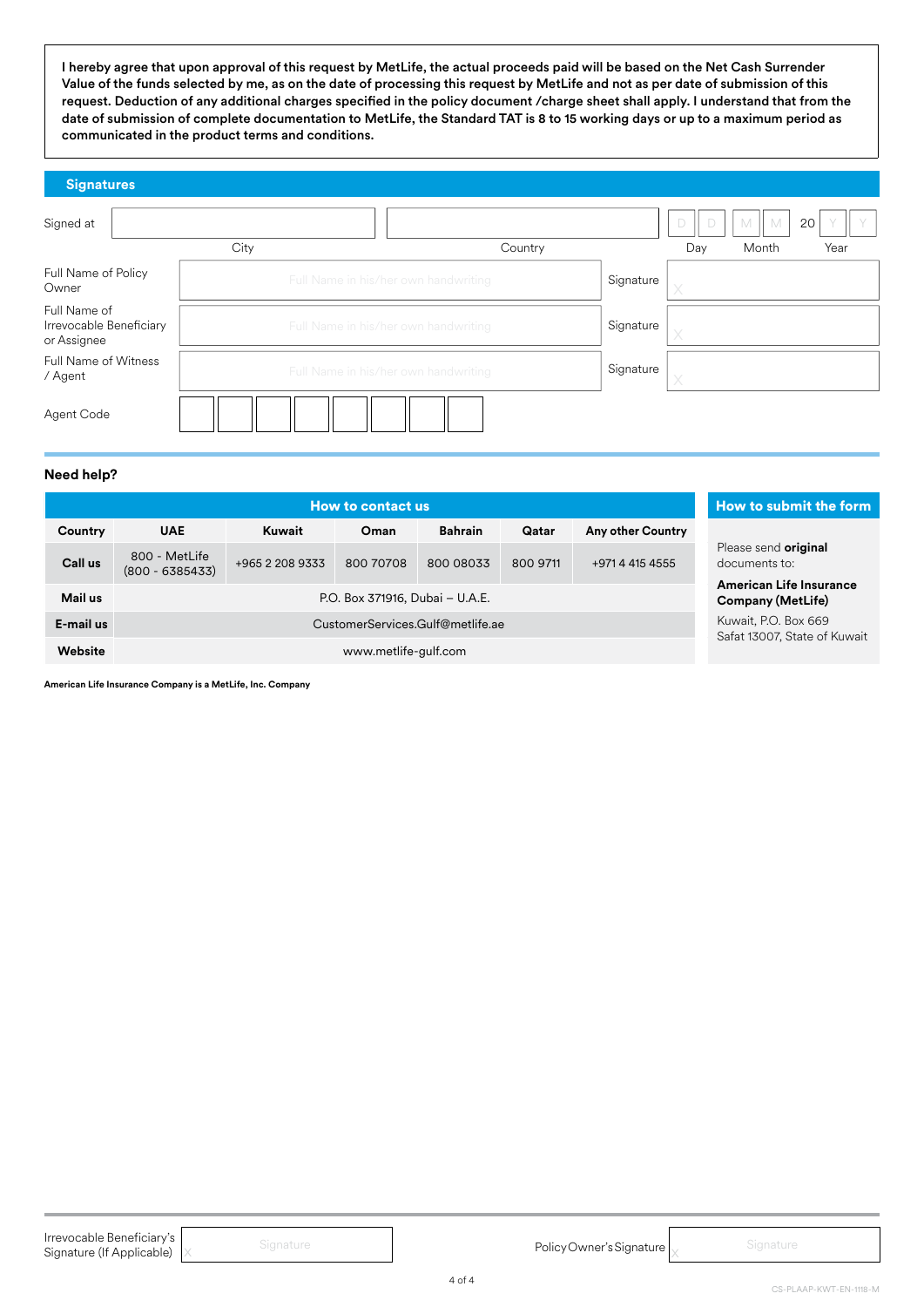**I hereby agree that upon approval of this request by MetLife, the actual proceeds paid will be based on the Net Cash Surrender Value of the funds selected by me, as on the date of processing this request by MetLife and not as per date of submission of this request. Deduction of any additional charges specified in the policy document /charge sheet shall apply. I understand that from the date of submission of complete documentation to MetLife, the Standard TAT is 8 to 15 working days or up to a maximum period as communicated in the product terms and conditions.**

## Signatures

Signed at ____________ (City) ____________ (Country) D D M M 20 Y Y (Day / Month / Year)

| | | | |
|---|---|---|---|
| Full Name of Policy Owner | Full Name in his/her own handwriting | Signature | X |
| Full Name of Irrevocable Beneficiary or Assignee | Full Name in his/her own handwriting | Signature | X |
| Full Name of Witness / Agent | Full Name in his/her own handwriting | Signature | X |

Agent Code ☐☐☐☐☐☐☐☐

## Need help?

| How to contact us | | | | | | |
|---|---|---|---|---|---|---|
| **Country** | **UAE** | **Kuwait** | **Oman** | **Bahrain** | **Qatar** | **Any other Country** |
| **Call us** | 800 - MetLife (800 - 6385433) | +965 2 208 9333 | 800 70708 | 800 08033 | 800 9711 | +971 4 415 4555 |
| **Mail us** | P.O. Box 371916, Dubai – U.A.E. | | | | | |
| **E-mail us** | CustomerServices.Gulf@metlife.ae | | | | | |
| **Website** | www.metlife-gulf.com | | | | | |

### How to submit the form

Please send **original** documents to:

**American Life Insurance Company (MetLife)**

Kuwait, P.O. Box 669
Safat 13007, State of Kuwait

**American Life Insurance Company is a MetLife, Inc. Company**

Irrevocable Beneficiary's Signature (If Applicable) X Signature

Policy Owner's Signature X Signature

CS-PLAAP-KWT-EN-1118-M